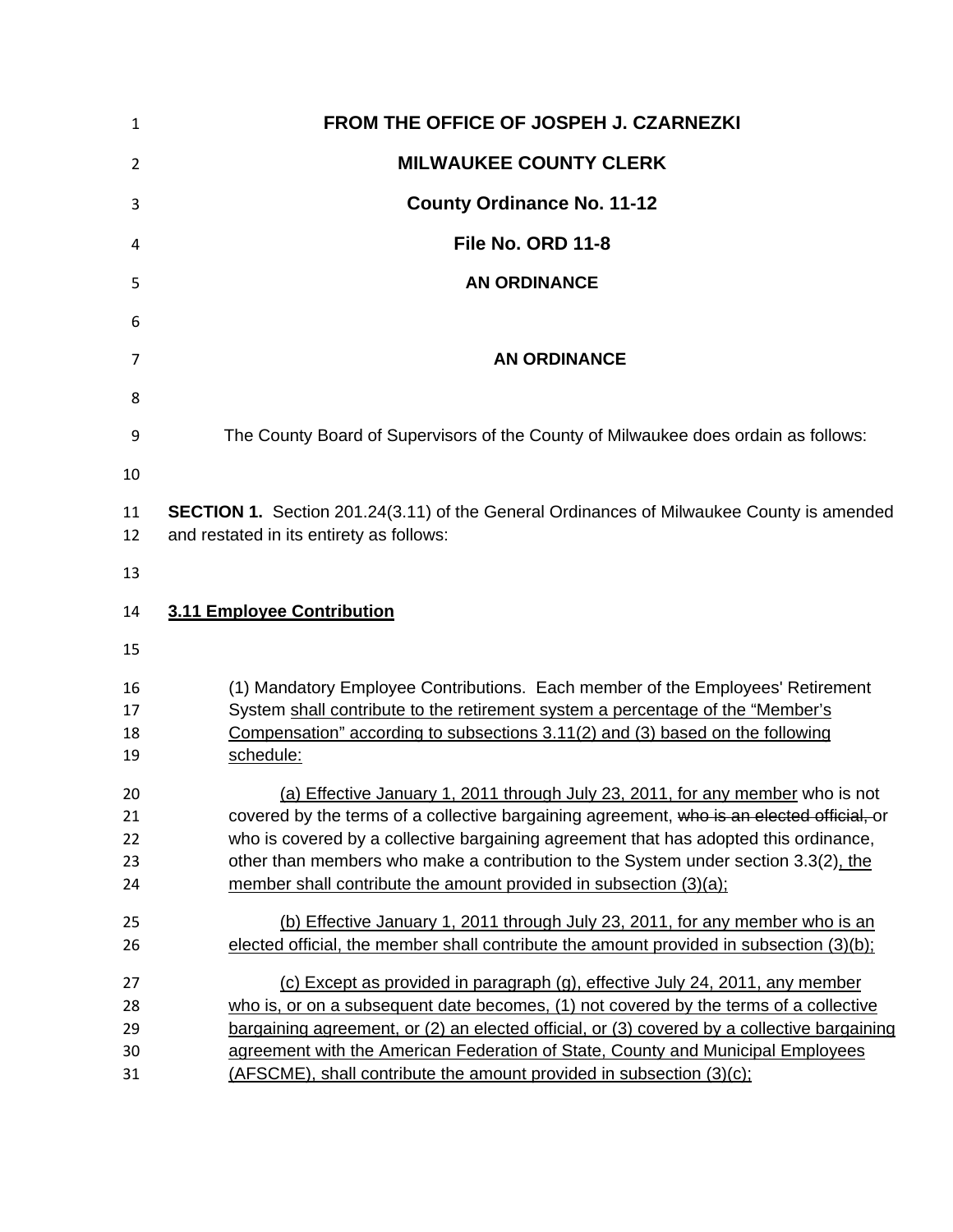**FROM THE OFFICE OF JOSPEH J. CZARNEZKI**

**MILWAUKEE COUNTY CLERK**

**County Ordinance No. 11-12**

**File No. ORD 11-8**

**AN ORDINANCE**

**AN ORDINANCE**

The County Board of Supervisors of the County of Milwaukee does ordain as follows:

**SECTION 1.** Section 201.24(3.11) of the General Ordinances of Milwaukee County is amended and restated in its entirety as follows:

**3.11 Employee Contribution**

(1) Mandatory Employee Contributions. Each member of the Employees' Retirement System shall contribute to the retirement system a percentage of the "Member's Compensation" according to subsections 3.11(2) and (3) based on the following schedule:

(a) Effective January 1, 2011 through July 23, 2011, for any member who is not covered by the terms of a collective bargaining agreement, ~~who is an elected official,~~ or who is covered by a collective bargaining agreement that has adopted this ordinance, other than members who make a contribution to the System under section 3.3(2), the member shall contribute the amount provided in subsection (3)(a);

(b) Effective January 1, 2011 through July 23, 2011, for any member who is an elected official, the member shall contribute the amount provided in subsection (3)(b);

(c) Except as provided in paragraph (g), effective July 24, 2011, any member who is, or on a subsequent date becomes, (1) not covered by the terms of a collective bargaining agreement, or (2) an elected official, or (3) covered by a collective bargaining agreement with the American Federation of State, County and Municipal Employees (AFSCME), shall contribute the amount provided in subsection (3)(c);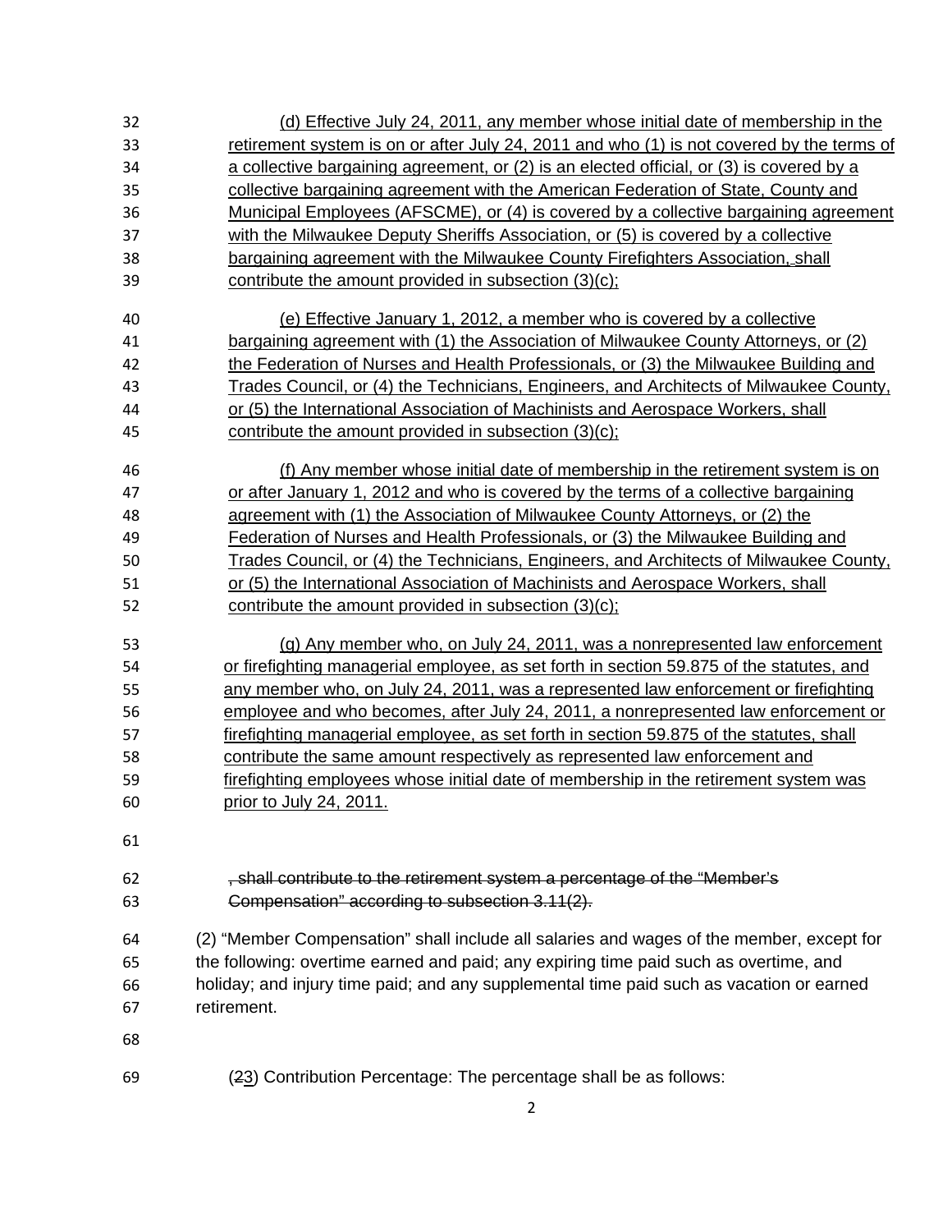(d) Effective July 24, 2011, any member whose initial date of membership in the retirement system is on or after July 24, 2011 and who (1) is not covered by the terms of a collective bargaining agreement, or (2) is an elected official, or (3) is covered by a collective bargaining agreement with the American Federation of State, County and Municipal Employees (AFSCME), or (4) is covered by a collective bargaining agreement with the Milwaukee Deputy Sheriffs Association, or (5) is covered by a collective bargaining agreement with the Milwaukee County Firefighters Association, shall contribute the amount provided in subsection (3)(c);

(e) Effective January 1, 2012, a member who is covered by a collective bargaining agreement with (1) the Association of Milwaukee County Attorneys, or (2) the Federation of Nurses and Health Professionals, or (3) the Milwaukee Building and Trades Council, or (4) the Technicians, Engineers, and Architects of Milwaukee County, or (5) the International Association of Machinists and Aerospace Workers, shall contribute the amount provided in subsection (3)(c);

(f) Any member whose initial date of membership in the retirement system is on or after January 1, 2012 and who is covered by the terms of a collective bargaining agreement with (1) the Association of Milwaukee County Attorneys, or (2) the Federation of Nurses and Health Professionals, or (3) the Milwaukee Building and Trades Council, or (4) the Technicians, Engineers, and Architects of Milwaukee County, or (5) the International Association of Machinists and Aerospace Workers, shall contribute the amount provided in subsection (3)(c);

(g) Any member who, on July 24, 2011, was a nonrepresented law enforcement or firefighting managerial employee, as set forth in section 59.875 of the statutes, and any member who, on July 24, 2011, was a represented law enforcement or firefighting employee and who becomes, after July 24, 2011, a nonrepresented law enforcement or firefighting managerial employee, as set forth in section 59.875 of the statutes, shall contribute the same amount respectively as represented law enforcement and firefighting employees whose initial date of membership in the retirement system was prior to July 24, 2011.

~~, shall contribute to the retirement system a percentage of the "Member's Compensation" according to subsection 3.11(2).~~

(2) "Member Compensation" shall include all salaries and wages of the member, except for the following: overtime earned and paid; any expiring time paid such as overtime, and holiday; and injury time paid; and any supplemental time paid such as vacation or earned retirement.

(~~2~~3) Contribution Percentage: The percentage shall be as follows: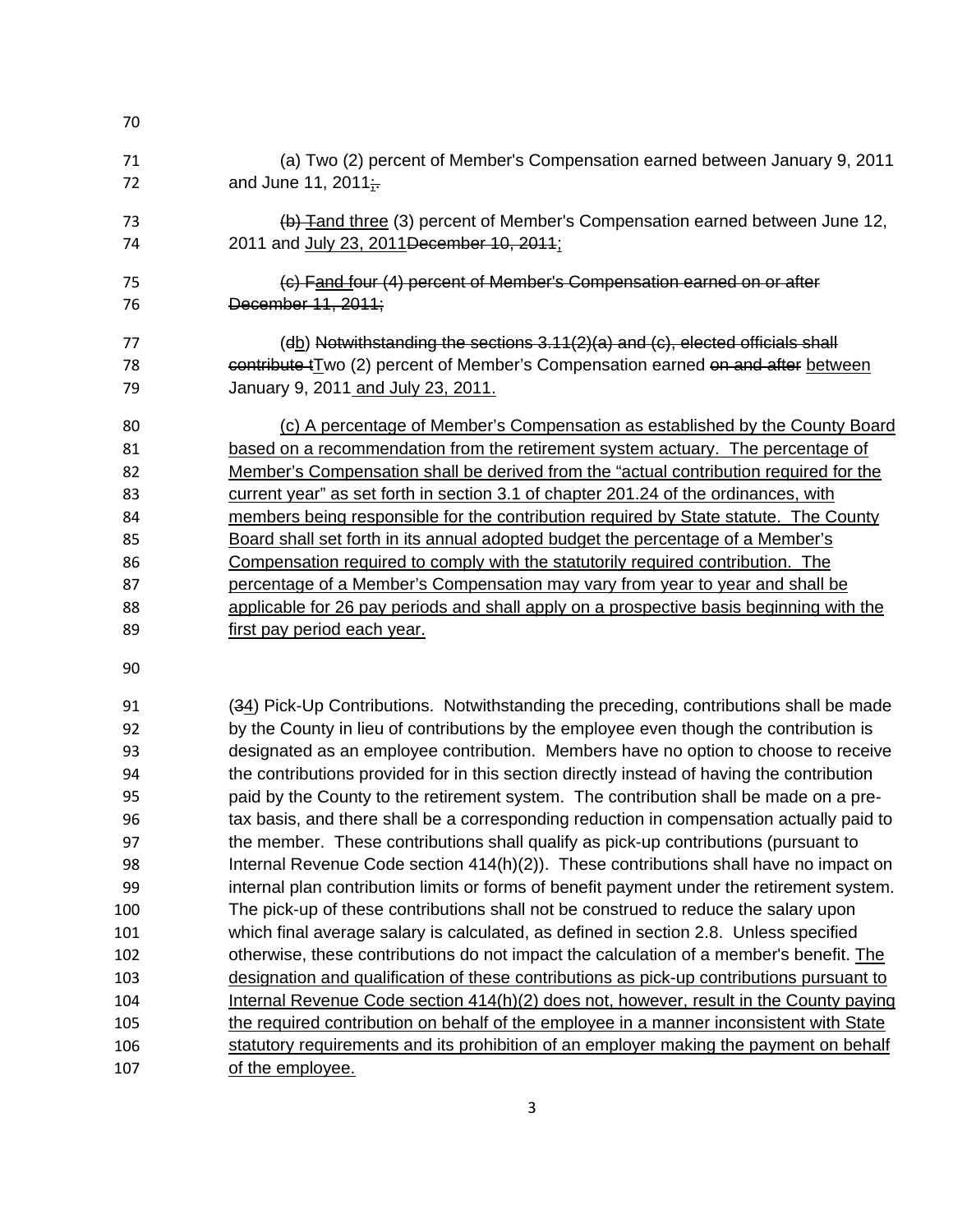(a) Two (2) percent of Member's Compensation earned between January 9, 2011 and June 11, 2011<u>;</u>~~.~~

~~(b) T~~<u>and three</u> (3) percent of Member's Compensation earned between June 12, 2011 and <u>July 23, 2011</u>~~December 10, 2011~~<u>;</u>

~~(c) F<u>and four</u> (4) percent of Member's Compensation earned on or after December 11, 2011;~~

(~~d~~<u>b</u>) ~~Notwithstanding the sections 3.11(2)(a) and (c), elected officials shall contribute t~~<u>T</u>wo (2) percent of Member's Compensation earned ~~on and after~~ <u>between</u> January 9, 2011<u> and July 23, 2011.</u>

<u>(c) A percentage of Member's Compensation as established by the County Board based on a recommendation from the retirement system actuary. The percentage of Member's Compensation shall be derived from the "actual contribution required for the current year" as set forth in section 3.1 of chapter 201.24 of the ordinances, with members being responsible for the contribution required by State statute. The County Board shall set forth in its annual adopted budget the percentage of a Member's Compensation required to comply with the statutorily required contribution. The percentage of a Member's Compensation may vary from year to year and shall be applicable for 26 pay periods and shall apply on a prospective basis beginning with the first pay period each year.</u>

(~~3~~<u>4</u>) Pick-Up Contributions. Notwithstanding the preceding, contributions shall be made by the County in lieu of contributions by the employee even though the contribution is designated as an employee contribution. Members have no option to choose to receive the contributions provided for in this section directly instead of having the contribution paid by the County to the retirement system. The contribution shall be made on a pre-tax basis, and there shall be a corresponding reduction in compensation actually paid to the member. These contributions shall qualify as pick-up contributions (pursuant to Internal Revenue Code section 414(h)(2)). These contributions shall have no impact on internal plan contribution limits or forms of benefit payment under the retirement system. The pick-up of these contributions shall not be construed to reduce the salary upon which final average salary is calculated, as defined in section 2.8. Unless specified otherwise, these contributions do not impact the calculation of a member's benefit. <u>The designation and qualification of these contributions as pick-up contributions pursuant to Internal Revenue Code section 414(h)(2) does not, however, result in the County paying the required contribution on behalf of the employee in a manner inconsistent with State statutory requirements and its prohibition of an employer making the payment on behalf of the employee.</u>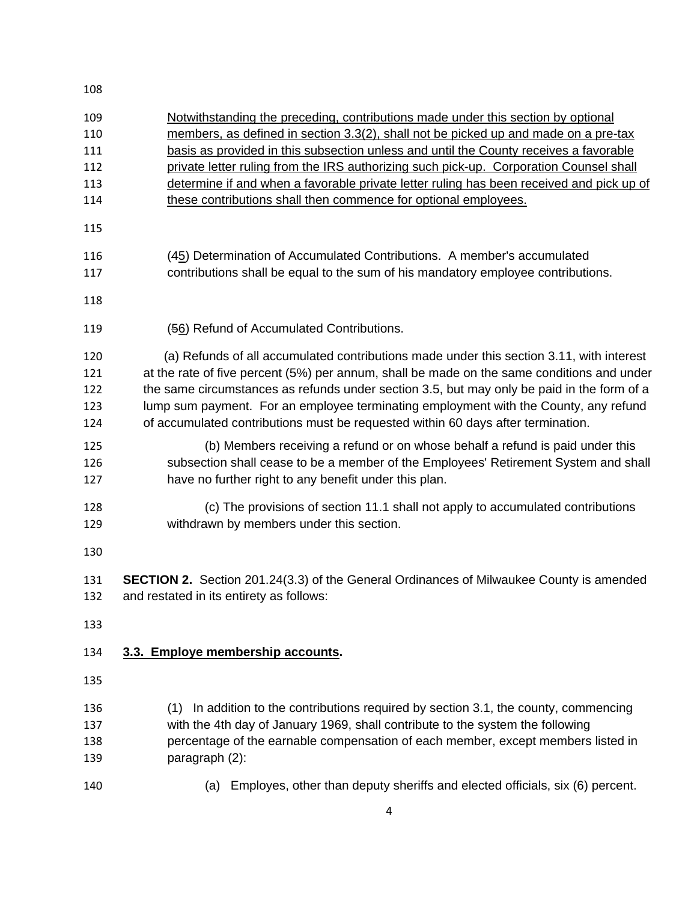<u>Notwithstanding the preceding, contributions made under this section by optional members, as defined in section 3.3(2), shall not be picked up and made on a pre-tax basis as provided in this subsection unless and until the County receives a favorable private letter ruling from the IRS authorizing such pick-up. Corporation Counsel shall determine if and when a favorable private letter ruling has been received and pick up of these contributions shall then commence for optional employees.</u>

(4<u>5</u>) Determination of Accumulated Contributions. A member's accumulated contributions shall be equal to the sum of his mandatory employee contributions.

(~~5~~<u>6</u>) Refund of Accumulated Contributions.

(a) Refunds of all accumulated contributions made under this section 3.11, with interest at the rate of five percent (5%) per annum, shall be made on the same conditions and under the same circumstances as refunds under section 3.5, but may only be paid in the form of a lump sum payment. For an employee terminating employment with the County, any refund of accumulated contributions must be requested within 60 days after termination.

(b) Members receiving a refund or on whose behalf a refund is paid under this subsection shall cease to be a member of the Employees' Retirement System and shall have no further right to any benefit under this plan.

(c) The provisions of section 11.1 shall not apply to accumulated contributions withdrawn by members under this section.

**SECTION 2.** Section 201.24(3.3) of the General Ordinances of Milwaukee County is amended and restated in its entirety as follows:

**<u>3.3. Employe membership accounts</u>.**

(1) In addition to the contributions required by section 3.1, the county, commencing with the 4th day of January 1969, shall contribute to the system the following percentage of the earnable compensation of each member, except members listed in paragraph (2):

(a) Employes, other than deputy sheriffs and elected officials, six (6) percent.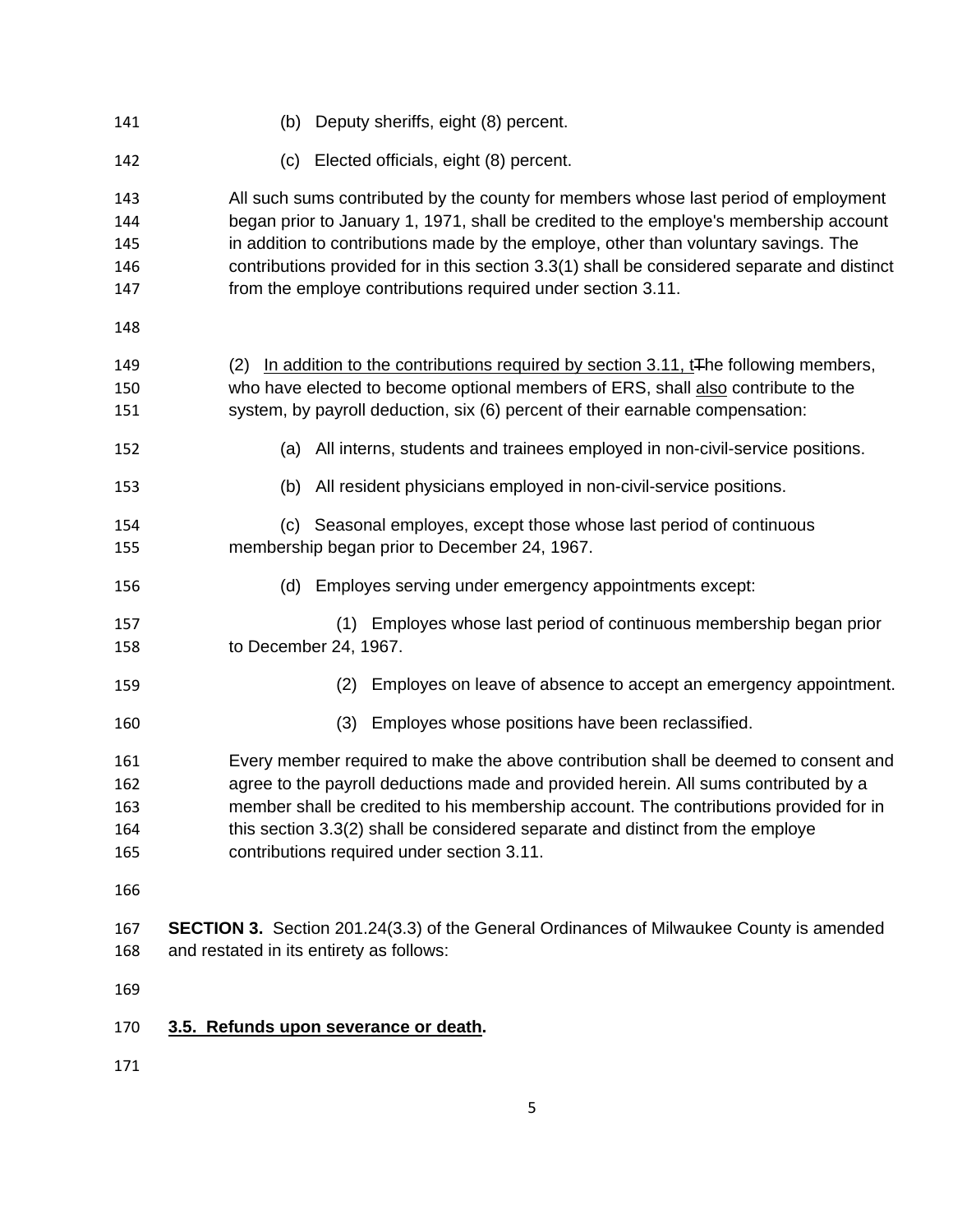(b) Deputy sheriffs, eight (8) percent.

(c) Elected officials, eight (8) percent.

All such sums contributed by the county for members whose last period of employment began prior to January 1, 1971, shall be credited to the employe's membership account in addition to contributions made by the employe, other than voluntary savings. The contributions provided for in this section 3.3(1) shall be considered separate and distinct from the employe contributions required under section 3.11.

(2) <u>In addition to the contributions required by section 3.11, t</u>~~T~~he following members, who have elected to become optional members of ERS, shall <u>also</u> contribute to the system, by payroll deduction, six (6) percent of their earnable compensation:

(a) All interns, students and trainees employed in non-civil-service positions.

(b) All resident physicians employed in non-civil-service positions.

(c) Seasonal employes, except those whose last period of continuous membership began prior to December 24, 1967.

(d) Employes serving under emergency appointments except:

(1) Employes whose last period of continuous membership began prior to December 24, 1967.

(2) Employes on leave of absence to accept an emergency appointment.

(3) Employes whose positions have been reclassified.

Every member required to make the above contribution shall be deemed to consent and agree to the payroll deductions made and provided herein. All sums contributed by a member shall be credited to his membership account. The contributions provided for in this section 3.3(2) shall be considered separate and distinct from the employe contributions required under section 3.11.

**SECTION 3.** Section 201.24(3.3) of the General Ordinances of Milwaukee County is amended and restated in its entirety as follows:

**<u>3.5. Refunds upon severance or death</u>.**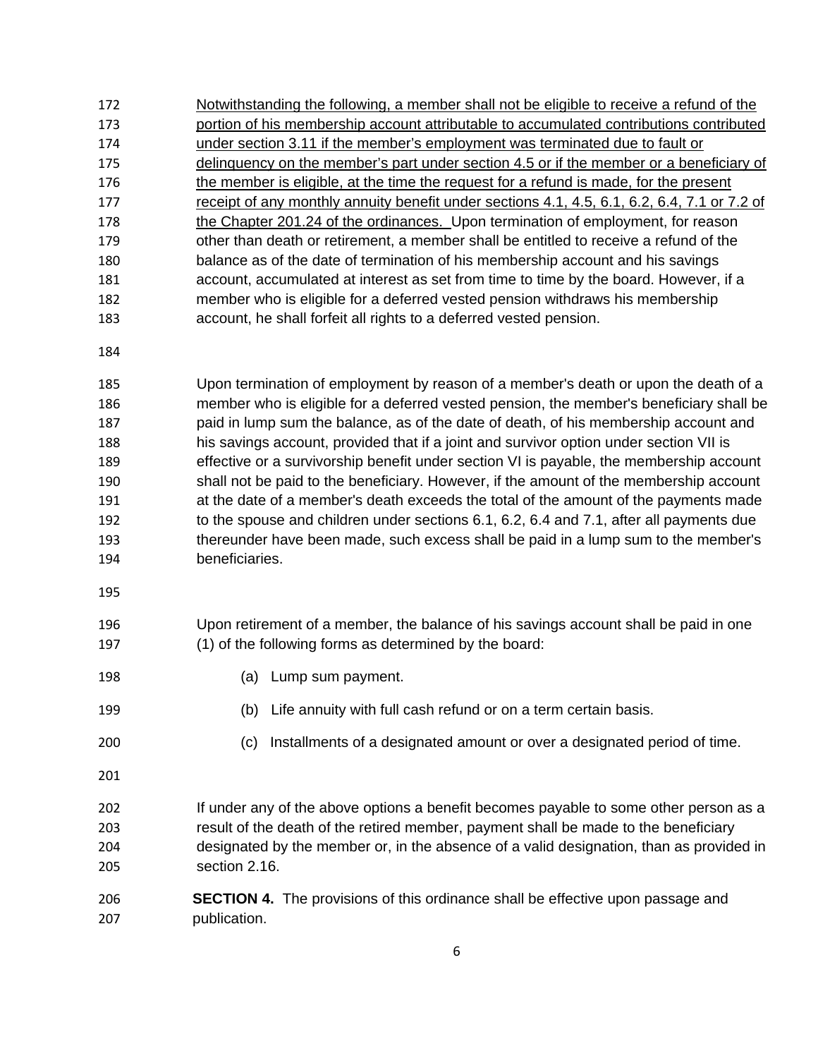<u>Notwithstanding the following, a member shall not be eligible to receive a refund of the portion of his membership account attributable to accumulated contributions contributed under section 3.11 if the member's employment was terminated due to fault or delinquency on the member's part under section 4.5 or if the member or a beneficiary of the member is eligible, at the time the request for a refund is made, for the present receipt of any monthly annuity benefit under sections 4.1, 4.5, 6.1, 6.2, 6.4, 7.1 or 7.2 of the Chapter 201.24 of the ordinances.</u> Upon termination of employment, for reason other than death or retirement, a member shall be entitled to receive a refund of the balance as of the date of termination of his membership account and his savings account, accumulated at interest as set from time to time by the board. However, if a member who is eligible for a deferred vested pension withdraws his membership account, he shall forfeit all rights to a deferred vested pension.

Upon termination of employment by reason of a member's death or upon the death of a member who is eligible for a deferred vested pension, the member's beneficiary shall be paid in lump sum the balance, as of the date of death, of his membership account and his savings account, provided that if a joint and survivor option under section VII is effective or a survivorship benefit under section VI is payable, the membership account shall not be paid to the beneficiary. However, if the amount of the membership account at the date of a member's death exceeds the total of the amount of the payments made to the spouse and children under sections 6.1, 6.2, 6.4 and 7.1, after all payments due thereunder have been made, such excess shall be paid in a lump sum to the member's beneficiaries.

Upon retirement of a member, the balance of his savings account shall be paid in one (1) of the following forms as determined by the board:

(a) Lump sum payment.

(b) Life annuity with full cash refund or on a term certain basis.

(c) Installments of a designated amount or over a designated period of time.

If under any of the above options a benefit becomes payable to some other person as a result of the death of the retired member, payment shall be made to the beneficiary designated by the member or, in the absence of a valid designation, than as provided in section 2.16.

**SECTION 4.** The provisions of this ordinance shall be effective upon passage and publication.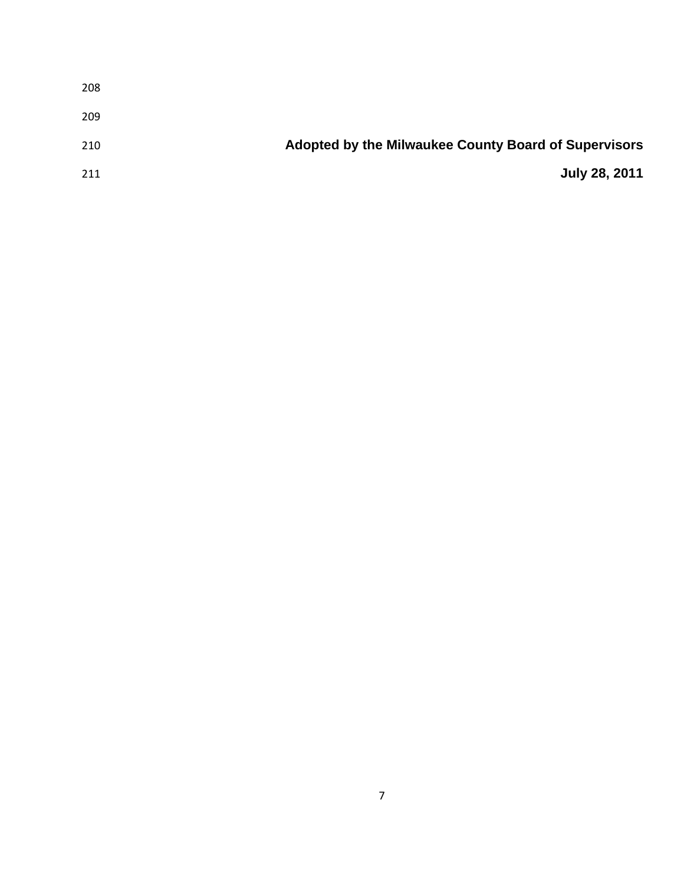**Adopted by the Milwaukee County Board of Supervisors**

**July 28, 2011**